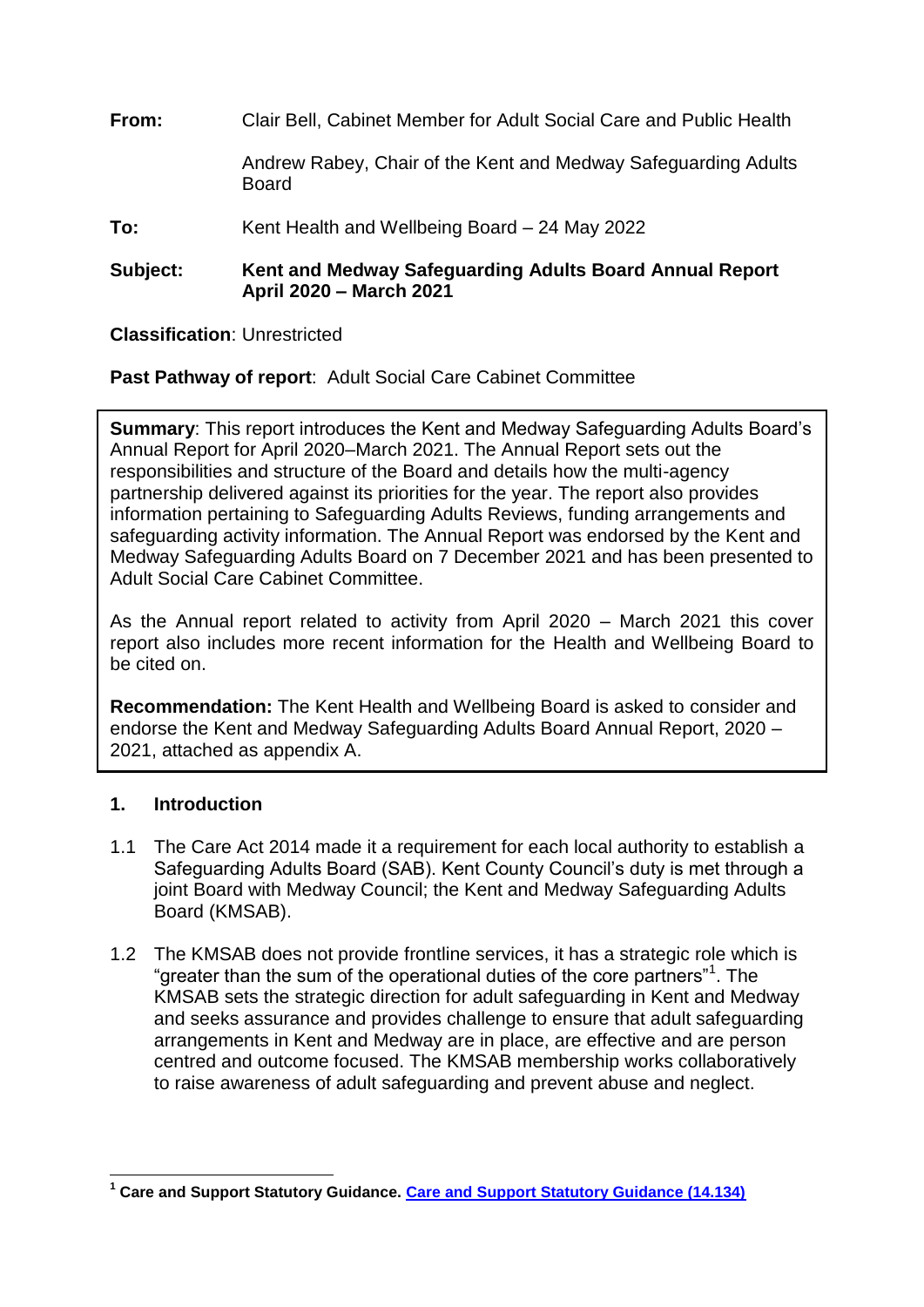**From:** Clair Bell, Cabinet Member for Adult Social Care and Public Health

Andrew Rabey, Chair of the Kent and Medway Safeguarding Adults Board

**To:** Kent Health and Wellbeing Board – 24 May 2022

**Subject:** **Kent and Medway Safeguarding Adults Board Annual Report April 2020 – March 2021**

**Classification**: Unrestricted

**Past Pathway of report**: Adult Social Care Cabinet Committee

**Summary**: This report introduces the Kent and Medway Safeguarding Adults Board's Annual Report for April 2020–March 2021. The Annual Report sets out the responsibilities and structure of the Board and details how the multi-agency partnership delivered against its priorities for the year. The report also provides information pertaining to Safeguarding Adults Reviews, funding arrangements and safeguarding activity information. The Annual Report was endorsed by the Kent and Medway Safeguarding Adults Board on 7 December 2021 and has been presented to Adult Social Care Cabinet Committee.

As the Annual report related to activity from April 2020 – March 2021 this cover report also includes more recent information for the Health and Wellbeing Board to be cited on.

**Recommendation:** The Kent Health and Wellbeing Board is asked to consider and endorse the Kent and Medway Safeguarding Adults Board Annual Report, 2020 – 2021, attached as appendix A.

## 1. Introduction

1.1 The Care Act 2014 made it a requirement for each local authority to establish a Safeguarding Adults Board (SAB). Kent County Council's duty is met through a joint Board with Medway Council; the Kent and Medway Safeguarding Adults Board (KMSAB).

1.2 The KMSAB does not provide frontline services, it has a strategic role which is "greater than the sum of the operational duties of the core partners"[1]. The KMSAB sets the strategic direction for adult safeguarding in Kent and Medway and seeks assurance and provides challenge to ensure that adult safeguarding arrangements in Kent and Medway are in place, are effective and are person centred and outcome focused. The KMSAB membership works collaboratively to raise awareness of adult safeguarding and prevent abuse and neglect.

---

[1] **Care and Support Statutory Guidance. Care and Support Statutory Guidance (14.134)**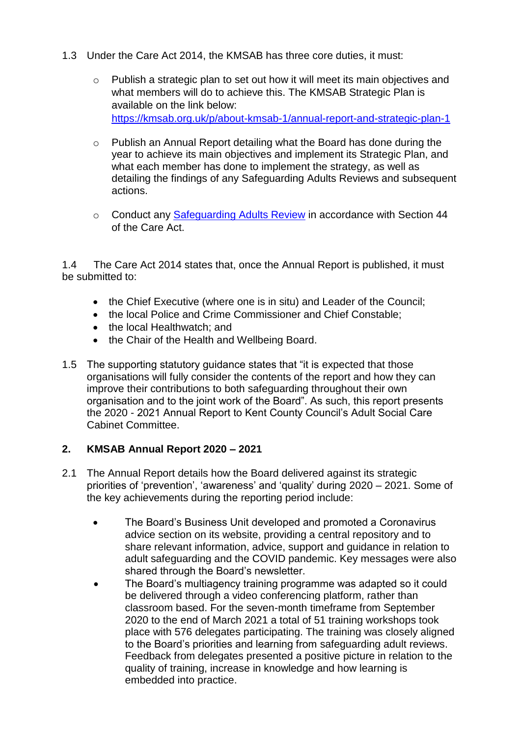1.3 Under the Care Act 2014, the KMSAB has three core duties, it must:

- Publish a strategic plan to set out how it will meet its main objectives and what members will do to achieve this. The KMSAB Strategic Plan is available on the link below: [https://kmsab.org.uk/p/about-kmsab-1/annual-report-and-strategic-plan-1](https://kmsab.org.uk/p/about-kmsab-1/annual-report-and-strategic-plan-1)

- Publish an Annual Report detailing what the Board has done during the year to achieve its main objectives and implement its Strategic Plan, and what each member has done to implement the strategy, as well as detailing the findings of any Safeguarding Adults Reviews and subsequent actions.

- Conduct any Safeguarding Adults Review in accordance with Section 44 of the Care Act.

1.4 The Care Act 2014 states that, once the Annual Report is published, it must be submitted to:

- the Chief Executive (where one is in situ) and Leader of the Council;
- the local Police and Crime Commissioner and Chief Constable;
- the local Healthwatch; and
- the Chair of the Health and Wellbeing Board.

1.5 The supporting statutory guidance states that "it is expected that those organisations will fully consider the contents of the report and how they can improve their contributions to both safeguarding throughout their own organisation and to the joint work of the Board". As such, this report presents the 2020 - 2021 Annual Report to Kent County Council's Adult Social Care Cabinet Committee.

## 2. KMSAB Annual Report 2020 – 2021

2.1 The Annual Report details how the Board delivered against its strategic priorities of 'prevention', 'awareness' and 'quality' during 2020 – 2021. Some of the key achievements during the reporting period include:

- The Board's Business Unit developed and promoted a Coronavirus advice section on its website, providing a central repository and to share relevant information, advice, support and guidance in relation to adult safeguarding and the COVID pandemic. Key messages were also shared through the Board's newsletter.
- The Board's multiagency training programme was adapted so it could be delivered through a video conferencing platform, rather than classroom based. For the seven-month timeframe from September 2020 to the end of March 2021 a total of 51 training workshops took place with 576 delegates participating. The training was closely aligned to the Board's priorities and learning from safeguarding adult reviews. Feedback from delegates presented a positive picture in relation to the quality of training, increase in knowledge and how learning is embedded into practice.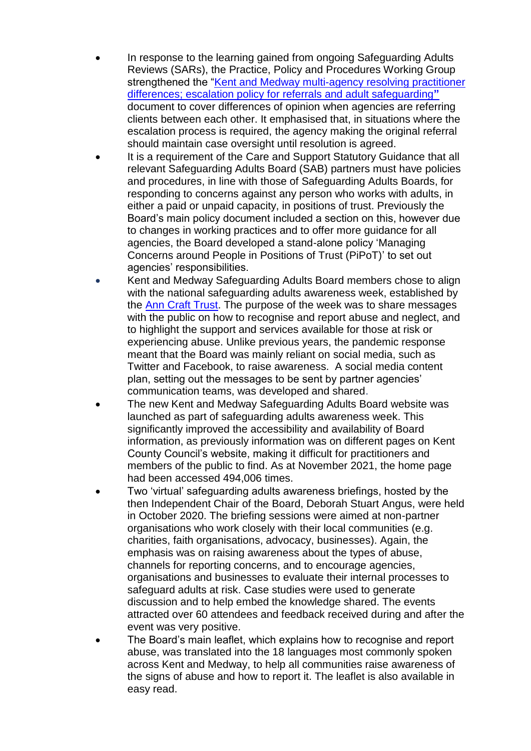- In response to the learning gained from ongoing Safeguarding Adults Reviews (SARs), the Practice, Policy and Procedures Working Group strengthened the "Kent and Medway multi-agency resolving practitioner differences; escalation policy for referrals and adult safeguarding" document to cover differences of opinion when agencies are referring clients between each other. It emphasised that, in situations where the escalation process is required, the agency making the original referral should maintain case oversight until resolution is agreed.
- It is a requirement of the Care and Support Statutory Guidance that all relevant Safeguarding Adults Board (SAB) partners must have policies and procedures, in line with those of Safeguarding Adults Boards, for responding to concerns against any person who works with adults, in either a paid or unpaid capacity, in positions of trust. Previously the Board's main policy document included a section on this, however due to changes in working practices and to offer more guidance for all agencies, the Board developed a stand-alone policy 'Managing Concerns around People in Positions of Trust (PiPoT)' to set out agencies' responsibilities.
- Kent and Medway Safeguarding Adults Board members chose to align with the national safeguarding adults awareness week, established by the Ann Craft Trust. The purpose of the week was to share messages with the public on how to recognise and report abuse and neglect, and to highlight the support and services available for those at risk or experiencing abuse. Unlike previous years, the pandemic response meant that the Board was mainly reliant on social media, such as Twitter and Facebook, to raise awareness. A social media content plan, setting out the messages to be sent by partner agencies' communication teams, was developed and shared.
- The new Kent and Medway Safeguarding Adults Board website was launched as part of safeguarding adults awareness week. This significantly improved the accessibility and availability of Board information, as previously information was on different pages on Kent County Council's website, making it difficult for practitioners and members of the public to find. As at November 2021, the home page had been accessed 494,006 times.
- Two 'virtual' safeguarding adults awareness briefings, hosted by the then Independent Chair of the Board, Deborah Stuart Angus, were held in October 2020. The briefing sessions were aimed at non-partner organisations who work closely with their local communities (e.g. charities, faith organisations, advocacy, businesses). Again, the emphasis was on raising awareness about the types of abuse, channels for reporting concerns, and to encourage agencies, organisations and businesses to evaluate their internal processes to safeguard adults at risk. Case studies were used to generate discussion and to help embed the knowledge shared. The events attracted over 60 attendees and feedback received during and after the event was very positive.
- The Board's main leaflet, which explains how to recognise and report abuse, was translated into the 18 languages most commonly spoken across Kent and Medway, to help all communities raise awareness of the signs of abuse and how to report it. The leaflet is also available in easy read.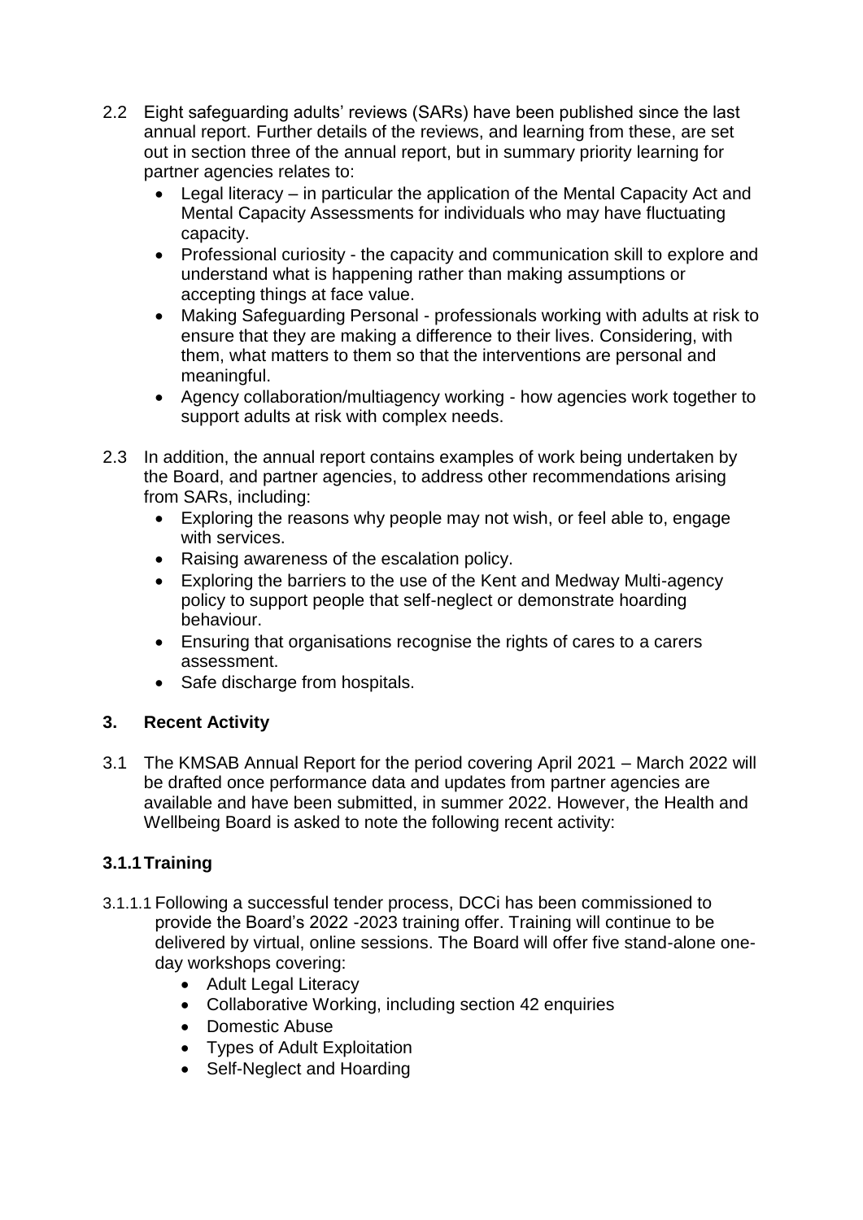2.2 Eight safeguarding adults' reviews (SARs) have been published since the last annual report. Further details of the reviews, and learning from these, are set out in section three of the annual report, but in summary priority learning for partner agencies relates to:

- Legal literacy – in particular the application of the Mental Capacity Act and Mental Capacity Assessments for individuals who may have fluctuating capacity.
- Professional curiosity - the capacity and communication skill to explore and understand what is happening rather than making assumptions or accepting things at face value.
- Making Safeguarding Personal - professionals working with adults at risk to ensure that they are making a difference to their lives. Considering, with them, what matters to them so that the interventions are personal and meaningful.
- Agency collaboration/multiagency working - how agencies work together to support adults at risk with complex needs.

2.3 In addition, the annual report contains examples of work being undertaken by the Board, and partner agencies, to address other recommendations arising from SARs, including:

- Exploring the reasons why people may not wish, or feel able to, engage with services.
- Raising awareness of the escalation policy.
- Exploring the barriers to the use of the Kent and Medway Multi-agency policy to support people that self-neglect or demonstrate hoarding behaviour.
- Ensuring that organisations recognise the rights of cares to a carers assessment.
- Safe discharge from hospitals.

## 3. Recent Activity

3.1 The KMSAB Annual Report for the period covering April 2021 – March 2022 will be drafted once performance data and updates from partner agencies are available and have been submitted, in summer 2022. However, the Health and Wellbeing Board is asked to note the following recent activity:

### 3.1.1 Training

3.1.1.1 Following a successful tender process, DCCi has been commissioned to provide the Board's 2022 -2023 training offer. Training will continue to be delivered by virtual, online sessions. The Board will offer five stand-alone one-day workshops covering:

- Adult Legal Literacy
- Collaborative Working, including section 42 enquiries
- Domestic Abuse
- Types of Adult Exploitation
- Self-Neglect and Hoarding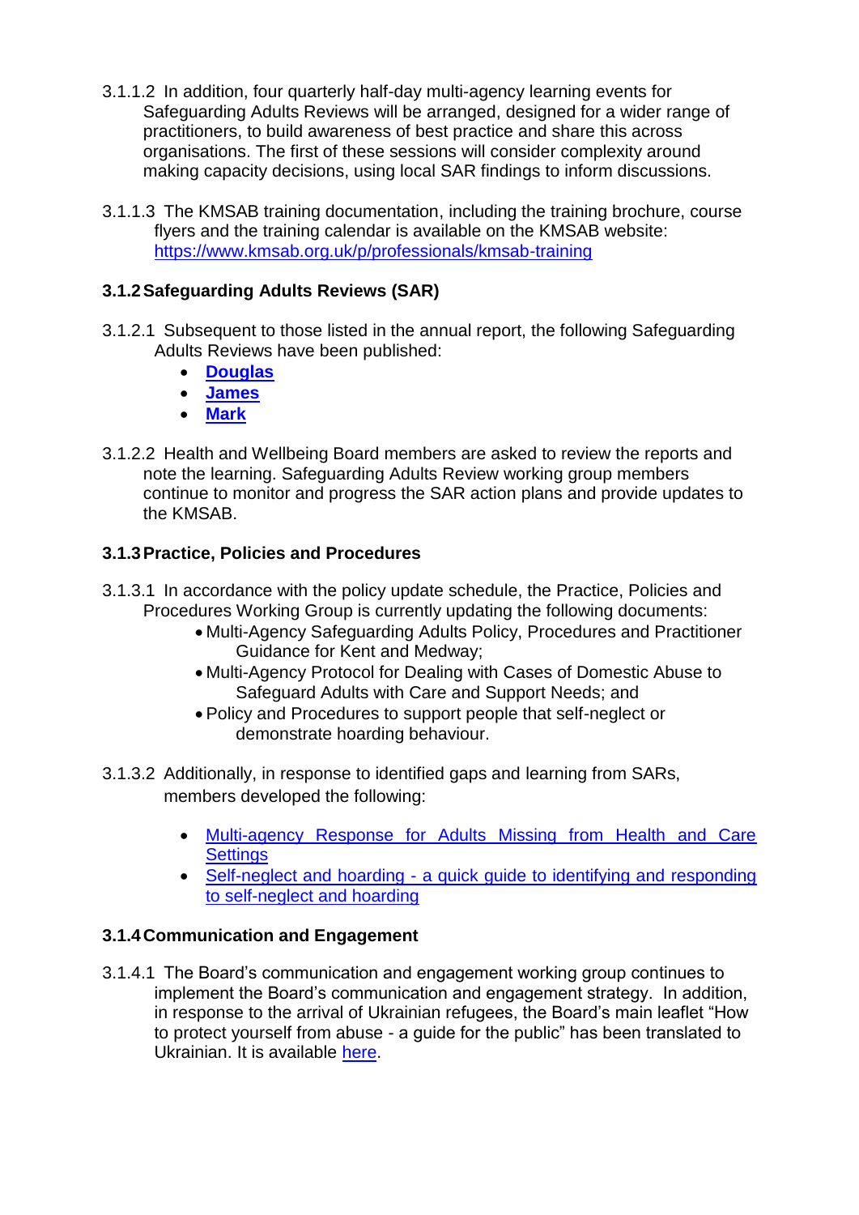3.1.1.2 In addition, four quarterly half-day multi-agency learning events for Safeguarding Adults Reviews will be arranged, designed for a wider range of practitioners, to build awareness of best practice and share this across organisations. The first of these sessions will consider complexity around making capacity decisions, using local SAR findings to inform discussions.

3.1.1.3 The KMSAB training documentation, including the training brochure, course flyers and the training calendar is available on the KMSAB website: [https://www.kmsab.org.uk/p/professionals/kmsab-training](https://www.kmsab.org.uk/p/professionals/kmsab-training)

### 3.1.2 Safeguarding Adults Reviews (SAR)

3.1.2.1 Subsequent to those listed in the annual report, the following Safeguarding Adults Reviews have been published:

- **Douglas**
- **James**
- **Mark**

3.1.2.2 Health and Wellbeing Board members are asked to review the reports and note the learning. Safeguarding Adults Review working group members continue to monitor and progress the SAR action plans and provide updates to the KMSAB.

### 3.1.3 Practice, Policies and Procedures

3.1.3.1 In accordance with the policy update schedule, the Practice, Policies and Procedures Working Group is currently updating the following documents:

- Multi-Agency Safeguarding Adults Policy, Procedures and Practitioner Guidance for Kent and Medway;
- Multi-Agency Protocol for Dealing with Cases of Domestic Abuse to Safeguard Adults with Care and Support Needs; and
- Policy and Procedures to support people that self-neglect or demonstrate hoarding behaviour.

3.1.3.2 Additionally, in response to identified gaps and learning from SARs, members developed the following:

- Multi-agency Response for Adults Missing from Health and Care Settings
- Self-neglect and hoarding - a quick guide to identifying and responding to self-neglect and hoarding

### 3.1.4 Communication and Engagement

3.1.4.1 The Board's communication and engagement working group continues to implement the Board's communication and engagement strategy. In addition, in response to the arrival of Ukrainian refugees, the Board's main leaflet "How to protect yourself from abuse - a guide for the public" has been translated to Ukrainian. It is available here.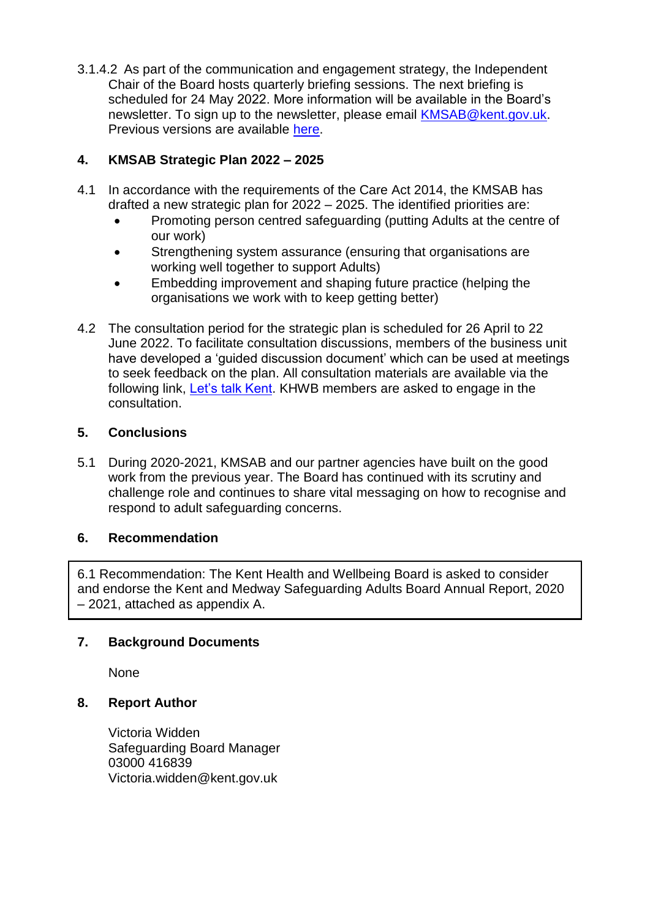3.1.4.2 As part of the communication and engagement strategy, the Independent Chair of the Board hosts quarterly briefing sessions. The next briefing is scheduled for 24 May 2022. More information will be available in the Board's newsletter. To sign up to the newsletter, please email KMSAB@kent.gov.uk. Previous versions are available here.

## 4. KMSAB Strategic Plan 2022 – 2025

4.1 In accordance with the requirements of the Care Act 2014, the KMSAB has drafted a new strategic plan for 2022 – 2025. The identified priorities are:

- Promoting person centred safeguarding (putting Adults at the centre of our work)
- Strengthening system assurance (ensuring that organisations are working well together to support Adults)
- Embedding improvement and shaping future practice (helping the organisations we work with to keep getting better)

4.2 The consultation period for the strategic plan is scheduled for 26 April to 22 June 2022. To facilitate consultation discussions, members of the business unit have developed a 'guided discussion document' which can be used at meetings to seek feedback on the plan. All consultation materials are available via the following link, Let's talk Kent. KHWB members are asked to engage in the consultation.

## 5. Conclusions

5.1 During 2020-2021, KMSAB and our partner agencies have built on the good work from the previous year. The Board has continued with its scrutiny and challenge role and continues to share vital messaging on how to recognise and respond to adult safeguarding concerns.

## 6. Recommendation

6.1 Recommendation: The Kent Health and Wellbeing Board is asked to consider and endorse the Kent and Medway Safeguarding Adults Board Annual Report, 2020 – 2021, attached as appendix A.

## 7. Background Documents

None

## 8. Report Author

Victoria Widden
Safeguarding Board Manager
03000 416839
Victoria.widden@kent.gov.uk